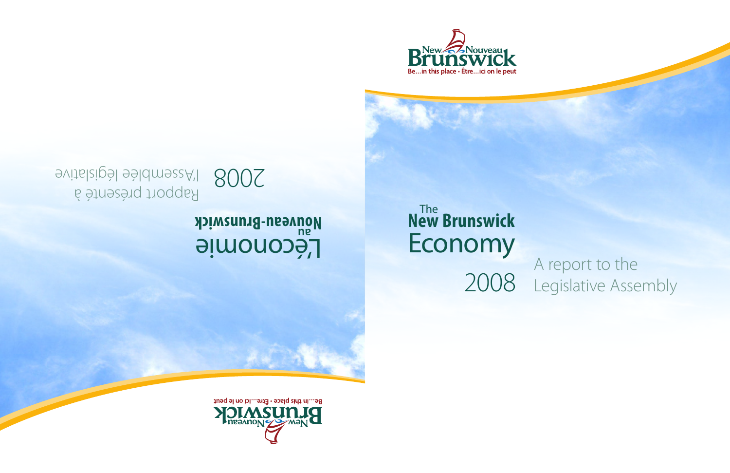New Nouveau Brunswick

Be…in this place • Être…ici on le peut

# The New Brunswick Economy 2008

A report to the Legislative Assembly

# L'économie au Nouveau-Brunswick 2008

Rapport présenté à l'Assemblée législative

New Nouveau Brunswick

Be…in this place • Être…ici on le peut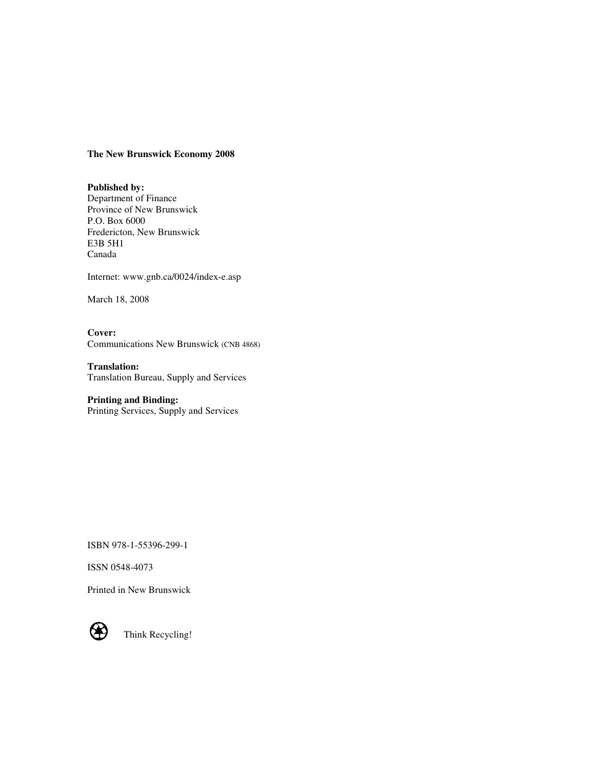**The New Brunswick Economy 2008**

**Published by:**
Department of Finance
Province of New Brunswick
P.O. Box 6000
Fredericton, New Brunswick
E3B 5H1
Canada

Internet: www.gnb.ca/0024/index-e.asp

March 18, 2008

**Cover:**
Communications New Brunswick (CNB 4868)

**Translation:**
Translation Bureau, Supply and Services

**Printing and Binding:**
Printing Services, Supply and Services

ISBN 978-1-55396-299-1

ISSN 0548-4073

Printed in New Brunswick

Think Recycling!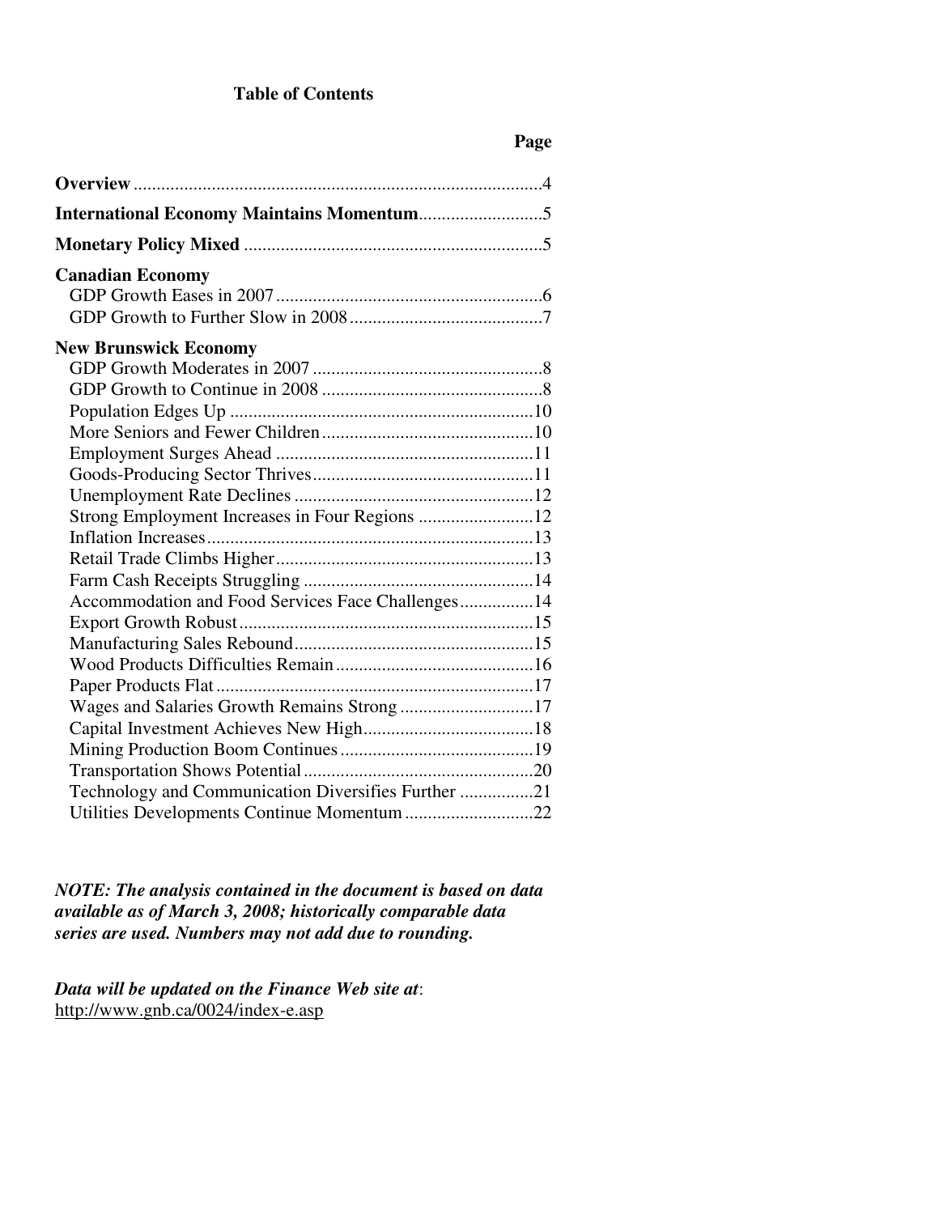# Table of Contents

| | Page |
|---|---|
| **Overview** | 4 |
| **International Economy Maintains Momentum** | 5 |
| **Monetary Policy Mixed** | 5 |
| **Canadian Economy** | |
| GDP Growth Eases in 2007 | 6 |
| GDP Growth to Further Slow in 2008 | 7 |
| **New Brunswick Economy** | |
| GDP Growth Moderates in 2007 | 8 |
| GDP Growth to Continue in 2008 | 8 |
| Population Edges Up | 10 |
| More Seniors and Fewer Children | 10 |
| Employment Surges Ahead | 11 |
| Goods-Producing Sector Thrives | 11 |
| Unemployment Rate Declines | 12 |
| Strong Employment Increases in Four Regions | 12 |
| Inflation Increases | 13 |
| Retail Trade Climbs Higher | 13 |
| Farm Cash Receipts Struggling | 14 |
| Accommodation and Food Services Face Challenges | 14 |
| Export Growth Robust | 15 |
| Manufacturing Sales Rebound | 15 |
| Wood Products Difficulties Remain | 16 |
| Paper Products Flat | 17 |
| Wages and Salaries Growth Remains Strong | 17 |
| Capital Investment Achieves New High | 18 |
| Mining Production Boom Continues | 19 |
| Transportation Shows Potential | 20 |
| Technology and Communication Diversifies Further | 21 |
| Utilities Developments Continue Momentum | 22 |

***NOTE: The analysis contained in the document is based on data available as of March 3, 2008; historically comparable data series are used. Numbers may not add due to rounding.***

***Data will be updated on the Finance Web site at***:
http://www.gnb.ca/0024/index-e.asp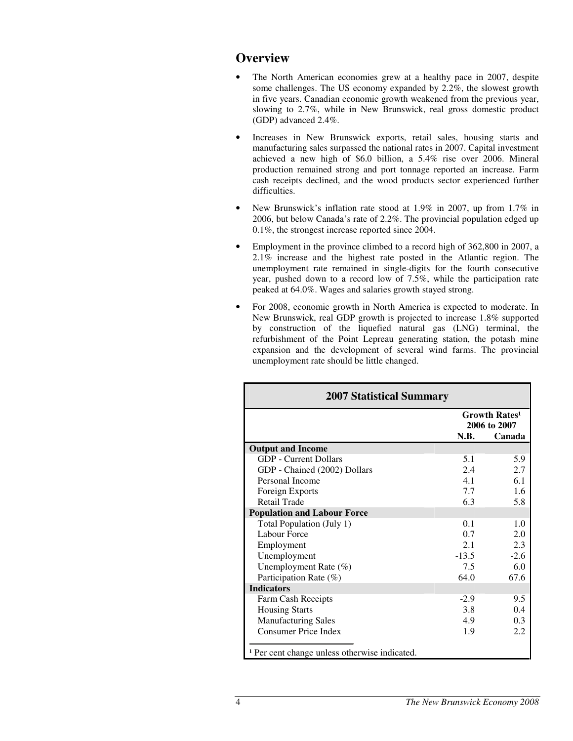## Overview

- The North American economies grew at a healthy pace in 2007, despite some challenges. The US economy expanded by 2.2%, the slowest growth in five years. Canadian economic growth weakened from the previous year, slowing to 2.7%, while in New Brunswick, real gross domestic product (GDP) advanced 2.4%.
- Increases in New Brunswick exports, retail sales, housing starts and manufacturing sales surpassed the national rates in 2007. Capital investment achieved a new high of $6.0 billion, a 5.4% rise over 2006. Mineral production remained strong and port tonnage reported an increase. Farm cash receipts declined, and the wood products sector experienced further difficulties.
- New Brunswick's inflation rate stood at 1.9% in 2007, up from 1.7% in 2006, but below Canada's rate of 2.2%. The provincial population edged up 0.1%, the strongest increase reported since 2004.
- Employment in the province climbed to a record high of 362,800 in 2007, a 2.1% increase and the highest rate posted in the Atlantic region. The unemployment rate remained in single-digits for the fourth consecutive year, pushed down to a record low of 7.5%, while the participation rate peaked at 64.0%. Wages and salaries growth stayed strong.
- For 2008, economic growth in North America is expected to moderate. In New Brunswick, real GDP growth is projected to increase 1.8% supported by construction of the liquefied natural gas (LNG) terminal, the refurbishment of the Point Lepreau generating station, the potash mine expansion and the development of several wind farms. The provincial unemployment rate should be little changed.

**2007 Statistical Summary**

| | Growth Rates[1] 2006 to 2007 | |
|---|---|---|
| | N.B. | Canada |
| **Output and Income** | | |
| GDP - Current Dollars | 5.1 | 5.9 |
| GDP - Chained (2002) Dollars | 2.4 | 2.7 |
| Personal Income | 4.1 | 6.1 |
| Foreign Exports | 7.7 | 1.6 |
| Retail Trade | 6.3 | 5.8 |
| **Population and Labour Force** | | |
| Total Population (July 1) | 0.1 | 1.0 |
| Labour Force | 0.7 | 2.0 |
| Employment | 2.1 | 2.3 |
| Unemployment | -13.5 | -2.6 |
| Unemployment Rate (%) | 7.5 | 6.0 |
| Participation Rate (%) | 64.0 | 67.6 |
| **Indicators** | | |
| Farm Cash Receipts | -2.9 | 9.5 |
| Housing Starts | 3.8 | 0.4 |
| Manufacturing Sales | 4.9 | 0.3 |
| Consumer Price Index | 1.9 | 2.2 |

[1] Per cent change unless otherwise indicated.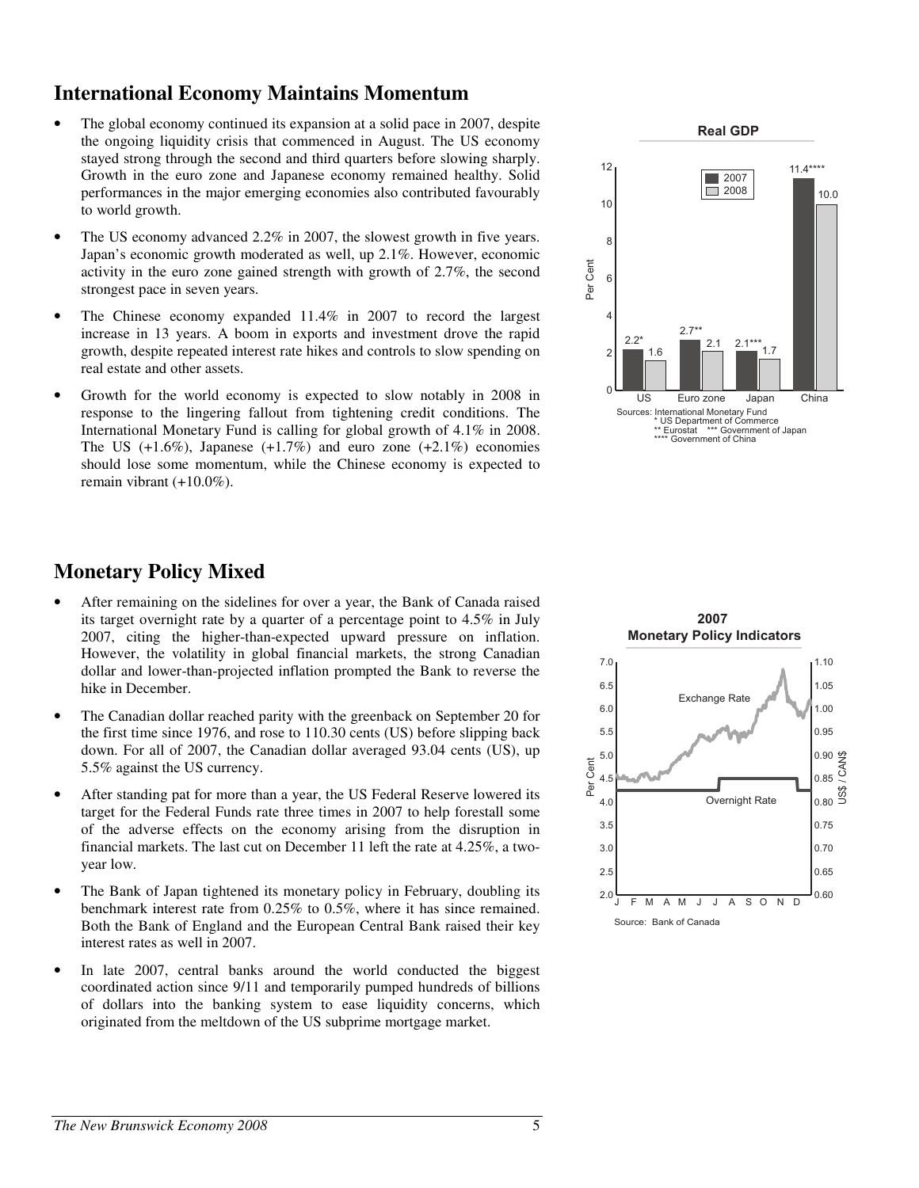## International Economy Maintains Momentum

- The global economy continued its expansion at a solid pace in 2007, despite the ongoing liquidity crisis that commenced in August. The US economy stayed strong through the second and third quarters before slowing sharply. Growth in the euro zone and Japanese economy remained healthy. Solid performances in the major emerging economies also contributed favourably to world growth.
- The US economy advanced 2.2% in 2007, the slowest growth in five years. Japan's economic growth moderated as well, up 2.1%. However, economic activity in the euro zone gained strength with growth of 2.7%, the second strongest pace in seven years.
- The Chinese economy expanded 11.4% in 2007 to record the largest increase in 13 years. A boom in exports and investment drove the rapid growth, despite repeated interest rate hikes and controls to slow spending on real estate and other assets.
- Growth for the world economy is expected to slow notably in 2008 in response to the lingering fallout from tightening credit conditions. The International Monetary Fund is calling for global growth of 4.1% in 2008. The US (+1.6%), Japanese (+1.7%) and euro zone (+2.1%) economies should lose some momentum, while the Chinese economy is expected to remain vibrant (+10.0%).

**Real GDP**

| Per Cent | 2007 | 2008 |
|---|---|---|
| US | 2.2* | 1.6 |
| Euro zone | 2.7** | 2.1 |
| Japan | 2.1*** | 1.7 |
| China | 11.4**** | 10.0 |

Sources: International Monetary Fund
* US Department of Commerce
** Eurostat *** Government of Japan
**** Government of China

## Monetary Policy Mixed

- After remaining on the sidelines for over a year, the Bank of Canada raised its target overnight rate by a quarter of a percentage point to 4.5% in July 2007, citing the higher-than-expected upward pressure on inflation. However, the volatility in global financial markets, the strong Canadian dollar and lower-than-projected inflation prompted the Bank to reverse the hike in December.
- The Canadian dollar reached parity with the greenback on September 20 for the first time since 1976, and rose to 110.30 cents (US) before slipping back down. For all of 2007, the Canadian dollar averaged 93.04 cents (US), up 5.5% against the US currency.
- After standing pat for more than a year, the US Federal Reserve lowered its target for the Federal Funds rate three times in 2007 to help forestall some of the adverse effects on the economy arising from the disruption in financial markets. The last cut on December 11 left the rate at 4.25%, a two-year low.
- The Bank of Japan tightened its monetary policy in February, doubling its benchmark interest rate from 0.25% to 0.5%, where it has since remained. Both the Bank of England and the European Central Bank raised their key interest rates as well in 2007.
- In late 2007, central banks around the world conducted the biggest coordinated action since 9/11 and temporarily pumped hundreds of billions of dollars into the banking system to ease liquidity concerns, which originated from the meltdown of the US subprime mortgage market.

**2007 Monetary Policy Indicators**

Exchange Rate (US$ / CAN$); Overnight Rate (Per Cent); J F M A M J J A S O N D

Source: Bank of Canada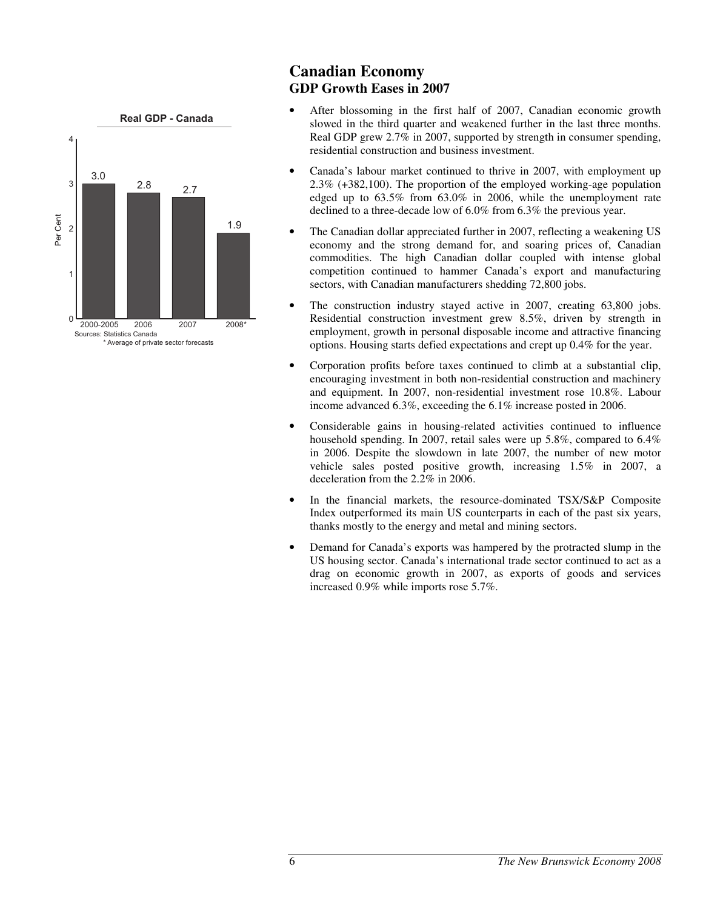**Real GDP - Canada**

| Period | Per Cent |
|---|---|
| 2000-2005 | 3.0 |
| 2006 | 2.8 |
| 2007 | 2.7 |
| 2008* | 1.9 |

Sources: Statistics Canada
\* Average of private sector forecasts

# Canadian Economy
## GDP Growth Eases in 2007

- After blossoming in the first half of 2007, Canadian economic growth slowed in the third quarter and weakened further in the last three months. Real GDP grew 2.7% in 2007, supported by strength in consumer spending, residential construction and business investment.
- Canada's labour market continued to thrive in 2007, with employment up 2.3% (+382,100). The proportion of the employed working-age population edged up to 63.5% from 63.0% in 2006, while the unemployment rate declined to a three-decade low of 6.0% from 6.3% the previous year.
- The Canadian dollar appreciated further in 2007, reflecting a weakening US economy and the strong demand for, and soaring prices of, Canadian commodities. The high Canadian dollar coupled with intense global competition continued to hammer Canada's export and manufacturing sectors, with Canadian manufacturers shedding 72,800 jobs.
- The construction industry stayed active in 2007, creating 63,800 jobs. Residential construction investment grew 8.5%, driven by strength in employment, growth in personal disposable income and attractive financing options. Housing starts defied expectations and crept up 0.4% for the year.
- Corporation profits before taxes continued to climb at a substantial clip, encouraging investment in both non-residential construction and machinery and equipment. In 2007, non-residential investment rose 10.8%. Labour income advanced 6.3%, exceeding the 6.1% increase posted in 2006.
- Considerable gains in housing-related activities continued to influence household spending. In 2007, retail sales were up 5.8%, compared to 6.4% in 2006. Despite the slowdown in late 2007, the number of new motor vehicle sales posted positive growth, increasing 1.5% in 2007, a deceleration from the 2.2% in 2006.
- In the financial markets, the resource-dominated TSX/S&P Composite Index outperformed its main US counterparts in each of the past six years, thanks mostly to the energy and metal and mining sectors.
- Demand for Canada's exports was hampered by the protracted slump in the US housing sector. Canada's international trade sector continued to act as a drag on economic growth in 2007, as exports of goods and services increased 0.9% while imports rose 5.7%.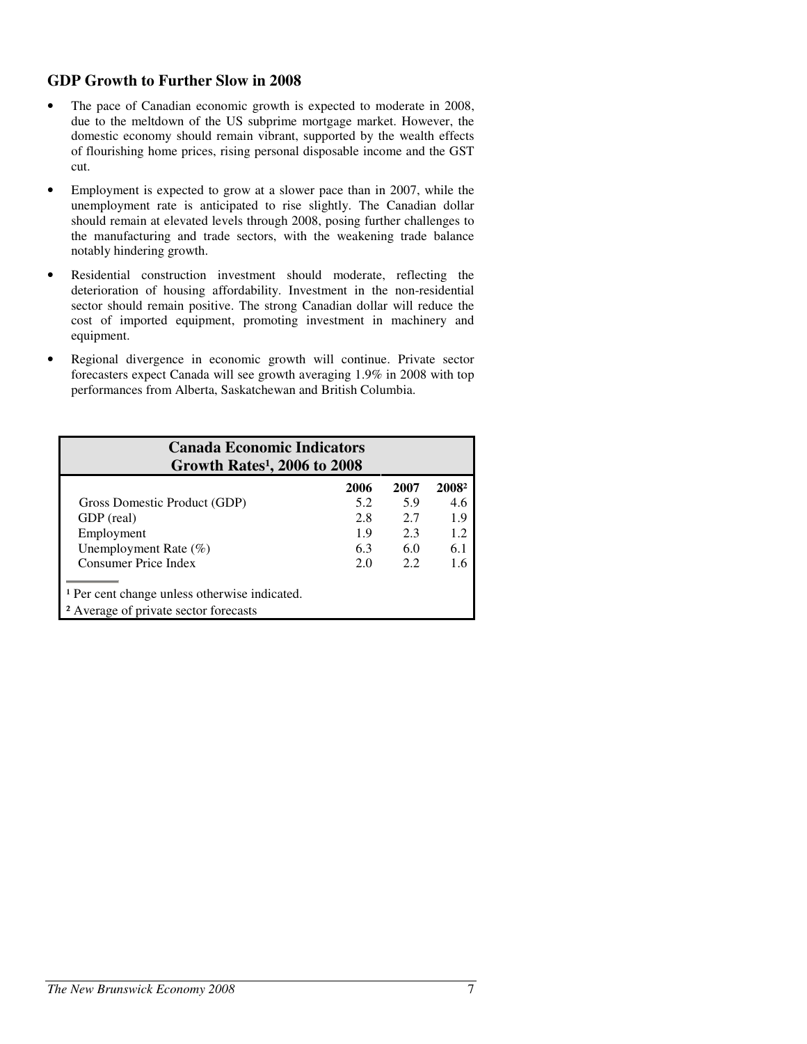## GDP Growth to Further Slow in 2008

- The pace of Canadian economic growth is expected to moderate in 2008, due to the meltdown of the US subprime mortgage market. However, the domestic economy should remain vibrant, supported by the wealth effects of flourishing home prices, rising personal disposable income and the GST cut.
- Employment is expected to grow at a slower pace than in 2007, while the unemployment rate is anticipated to rise slightly. The Canadian dollar should remain at elevated levels through 2008, posing further challenges to the manufacturing and trade sectors, with the weakening trade balance notably hindering growth.
- Residential construction investment should moderate, reflecting the deterioration of housing affordability. Investment in the non-residential sector should remain positive. The strong Canadian dollar will reduce the cost of imported equipment, promoting investment in machinery and equipment.
- Regional divergence in economic growth will continue. Private sector forecasters expect Canada will see growth averaging 1.9% in 2008 with top performances from Alberta, Saskatchewan and British Columbia.

**Canada Economic Indicators**
**Growth Rates[1], 2006 to 2008**

| | 2006 | 2007 | 2008[2] |
|---|---|---|---|
| Gross Domestic Product (GDP) | 5.2 | 5.9 | 4.6 |
| GDP (real) | 2.8 | 2.7 | 1.9 |
| Employment | 1.9 | 2.3 | 1.2 |
| Unemployment Rate (%) | 6.3 | 6.0 | 6.1 |
| Consumer Price Index | 2.0 | 2.2 | 1.6 |

[1] Per cent change unless otherwise indicated.
[2] Average of private sector forecasts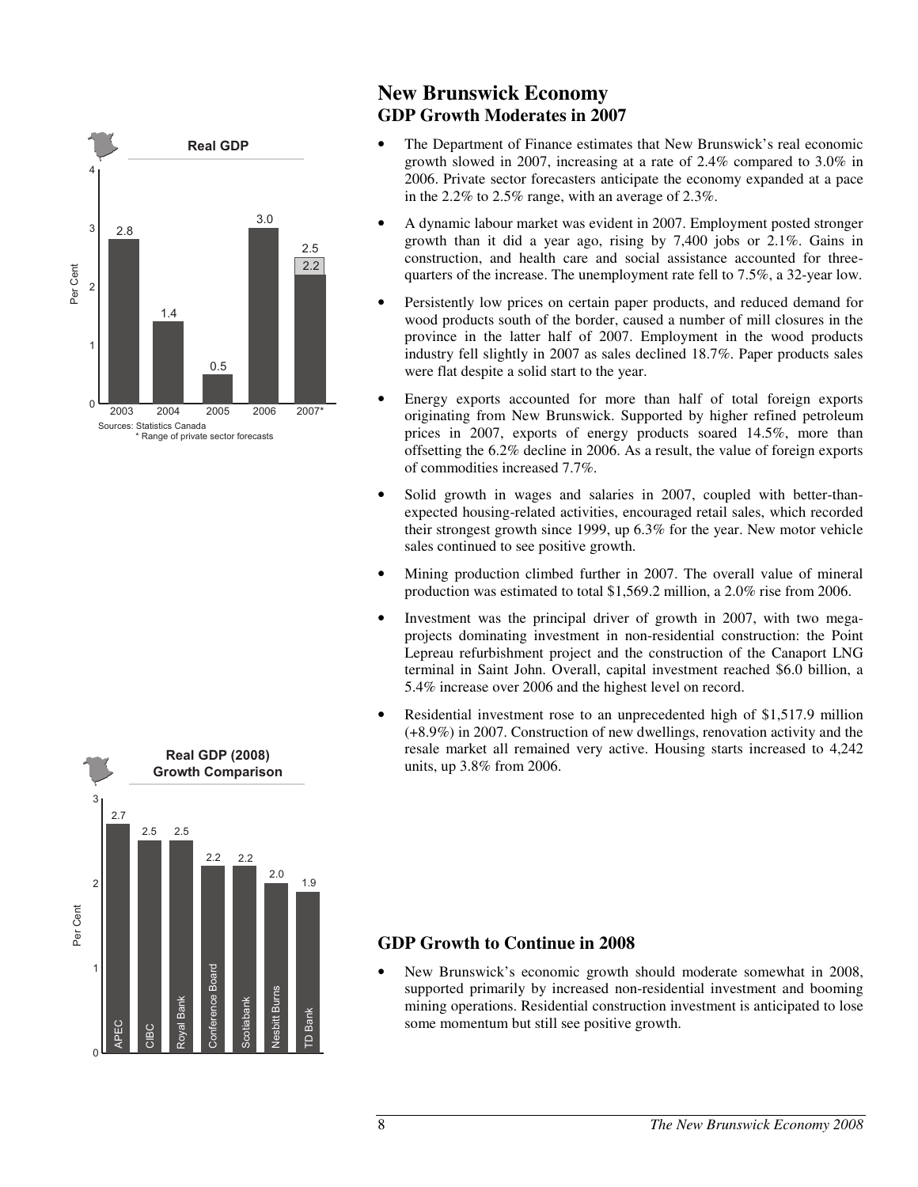# New Brunswick Economy

## GDP Growth Moderates in 2007

- The Department of Finance estimates that New Brunswick's real economic growth slowed in 2007, increasing at a rate of 2.4% compared to 3.0% in 2006. Private sector forecasters anticipate the economy expanded at a pace in the 2.2% to 2.5% range, with an average of 2.3%.
- A dynamic labour market was evident in 2007. Employment posted stronger growth than it did a year ago, rising by 7,400 jobs or 2.1%. Gains in construction, and health care and social assistance accounted for three-quarters of the increase. The unemployment rate fell to 7.5%, a 32-year low.
- Persistently low prices on certain paper products, and reduced demand for wood products south of the border, caused a number of mill closures in the province in the latter half of 2007. Employment in the wood products industry fell slightly in 2007 as sales declined 18.7%. Paper products sales were flat despite a solid start to the year.
- Energy exports accounted for more than half of total foreign exports originating from New Brunswick. Supported by higher refined petroleum prices in 2007, exports of energy products soared 14.5%, more than offsetting the 6.2% decline in 2006. As a result, the value of foreign exports of commodities increased 7.7%.
- Solid growth in wages and salaries in 2007, coupled with better-than-expected housing-related activities, encouraged retail sales, which recorded their strongest growth since 1999, up 6.3% for the year. New motor vehicle sales continued to see positive growth.
- Mining production climbed further in 2007. The overall value of mineral production was estimated to total $1,569.2 million, a 2.0% rise from 2006.
- Investment was the principal driver of growth in 2007, with two mega-projects dominating investment in non-residential construction: the Point Lepreau refurbishment project and the construction of the Canaport LNG terminal in Saint John. Overall, capital investment reached $6.0 billion, a 5.4% increase over 2006 and the highest level on record.
- Residential investment rose to an unprecedented high of $1,517.9 million (+8.9%) in 2007. Construction of new dwellings, renovation activity and the resale market all remained very active. Housing starts increased to 4,242 units, up 3.8% from 2006.

**Real GDP**

| Year | Per Cent |
|---|---|
| 2003 | 2.8 |
| 2004 | 1.4 |
| 2005 | 0.5 |
| 2006 | 3.0 |
| 2007* | 2.2 – 2.5 |

Sources: Statistics Canada
* Range of private sector forecasts

## GDP Growth to Continue in 2008

- New Brunswick's economic growth should moderate somewhat in 2008, supported primarily by increased non-residential investment and booming mining operations. Residential construction investment is anticipated to lose some momentum but still see positive growth.

**Real GDP (2008) Growth Comparison**

| Forecaster | Per Cent |
|---|---|
| APEC | 2.7 |
| CIBC | 2.5 |
| Royal Bank | 2.5 |
| Conference Board | 2.2 |
| Scotiabank | 2.2 |
| Nesbitt Burns | 2.0 |
| TD Bank | 1.9 |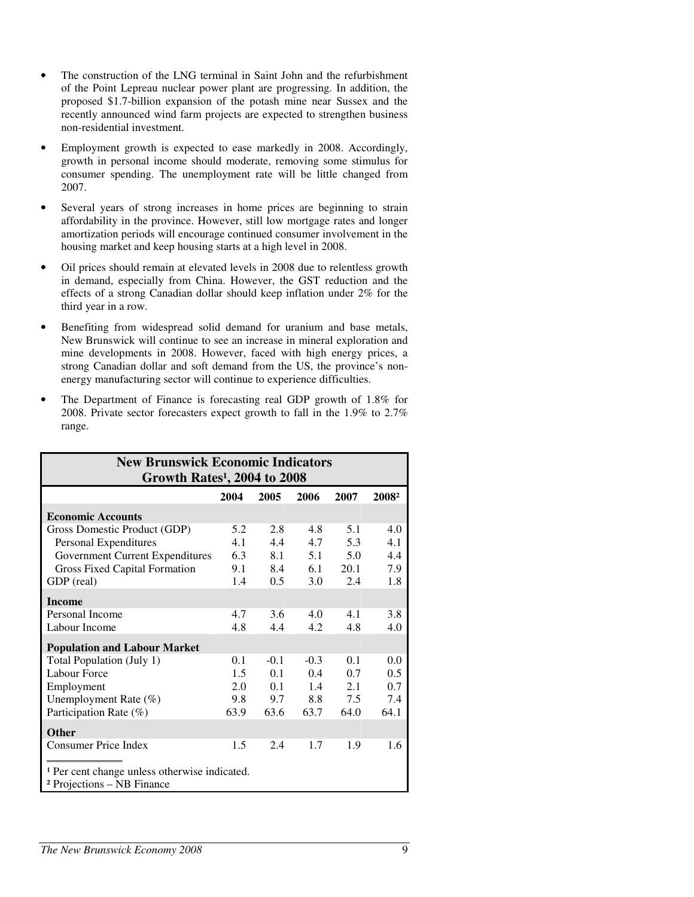- The construction of the LNG terminal in Saint John and the refurbishment of the Point Lepreau nuclear power plant are progressing. In addition, the proposed $1.7-billion expansion of the potash mine near Sussex and the recently announced wind farm projects are expected to strengthen business non-residential investment.
- Employment growth is expected to ease markedly in 2008. Accordingly, growth in personal income should moderate, removing some stimulus for consumer spending. The unemployment rate will be little changed from 2007.
- Several years of strong increases in home prices are beginning to strain affordability in the province. However, still low mortgage rates and longer amortization periods will encourage continued consumer involvement in the housing market and keep housing starts at a high level in 2008.
- Oil prices should remain at elevated levels in 2008 due to relentless growth in demand, especially from China. However, the GST reduction and the effects of a strong Canadian dollar should keep inflation under 2% for the third year in a row.
- Benefiting from widespread solid demand for uranium and base metals, New Brunswick will continue to see an increase in mineral exploration and mine developments in 2008. However, faced with high energy prices, a strong Canadian dollar and soft demand from the US, the province's non-energy manufacturing sector will continue to experience difficulties.
- The Department of Finance is forecasting real GDP growth of 1.8% for 2008. Private sector forecasters expect growth to fall in the 1.9% to 2.7% range.

**New Brunswick Economic Indicators**
**Growth Rates[1], 2004 to 2008**

| | 2004 | 2005 | 2006 | 2007 | 2008[2] |
|---|---|---|---|---|---|
| **Economic Accounts** | | | | | |
| Gross Domestic Product (GDP) | 5.2 | 2.8 | 4.8 | 5.1 | 4.0 |
| Personal Expenditures | 4.1 | 4.4 | 4.7 | 5.3 | 4.1 |
| Government Current Expenditures | 6.3 | 8.1 | 5.1 | 5.0 | 4.4 |
| Gross Fixed Capital Formation | 9.1 | 8.4 | 6.1 | 20.1 | 7.9 |
| GDP (real) | 1.4 | 0.5 | 3.0 | 2.4 | 1.8 |
| **Income** | | | | | |
| Personal Income | 4.7 | 3.6 | 4.0 | 4.1 | 3.8 |
| Labour Income | 4.8 | 4.4 | 4.2 | 4.8 | 4.0 |
| **Population and Labour Market** | | | | | |
| Total Population (July 1) | 0.1 | -0.1 | -0.3 | 0.1 | 0.0 |
| Labour Force | 1.5 | 0.1 | 0.4 | 0.7 | 0.5 |
| Employment | 2.0 | 0.1 | 1.4 | 2.1 | 0.7 |
| Unemployment Rate (%) | 9.8 | 9.7 | 8.8 | 7.5 | 7.4 |
| Participation Rate (%) | 63.9 | 63.6 | 63.7 | 64.0 | 64.1 |
| **Other** | | | | | |
| Consumer Price Index | 1.5 | 2.4 | 1.7 | 1.9 | 1.6 |

[1] Per cent change unless otherwise indicated.
[2] Projections – NB Finance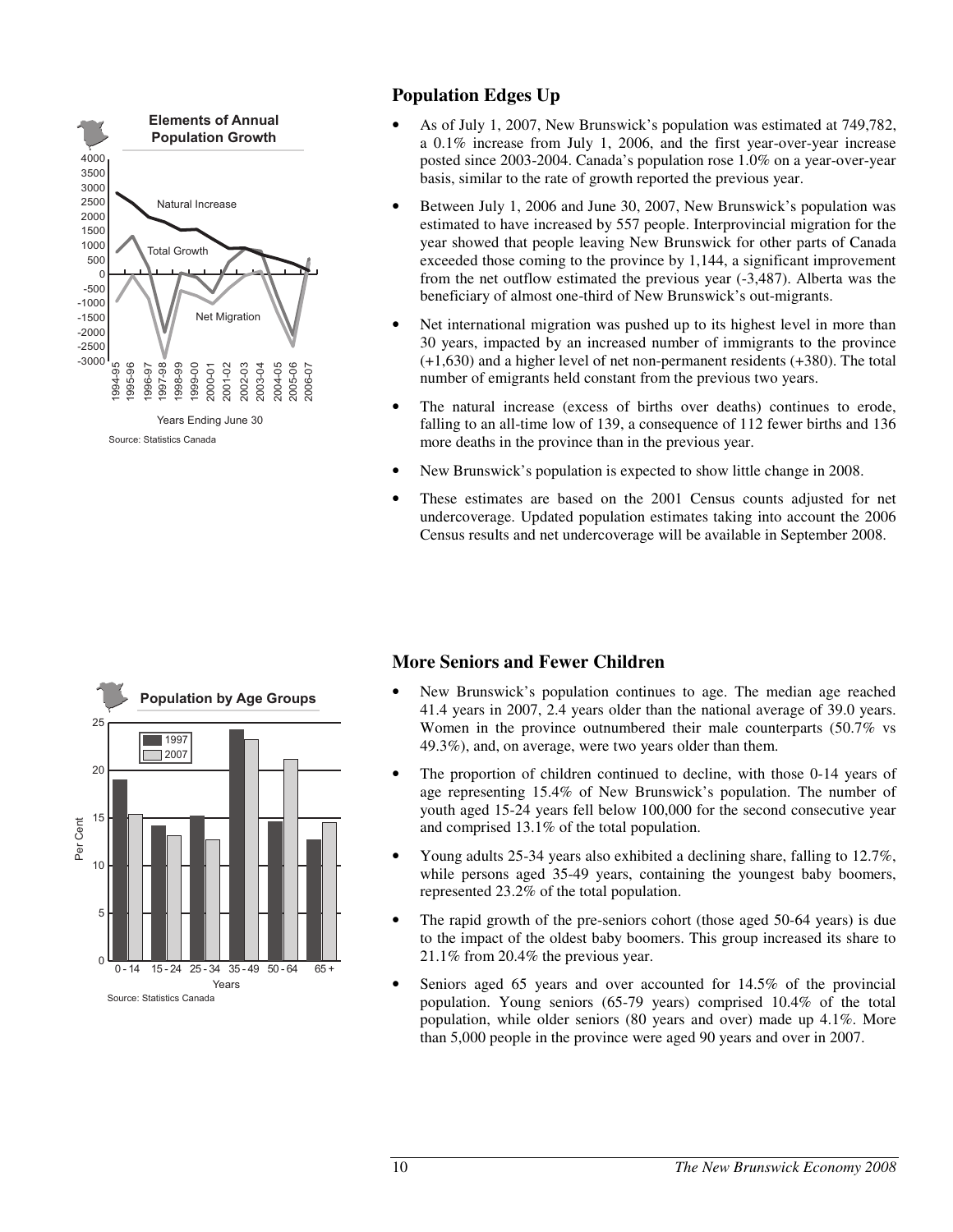## Population Edges Up

- As of July 1, 2007, New Brunswick's population was estimated at 749,782, a 0.1% increase from July 1, 2006, and the first year-over-year increase posted since 2003-2004. Canada's population rose 1.0% on a year-over-year basis, similar to the rate of growth reported the previous year.
- Between July 1, 2006 and June 30, 2007, New Brunswick's population was estimated to have increased by 557 people. Interprovincial migration for the year showed that people leaving New Brunswick for other parts of Canada exceeded those coming to the province by 1,144, a significant improvement from the net outflow estimated the previous year (-3,487). Alberta was the beneficiary of almost one-third of New Brunswick's out-migrants.
- Net international migration was pushed up to its highest level in more than 30 years, impacted by an increased number of immigrants to the province (+1,630) and a higher level of net non-permanent residents (+380). The total number of emigrants held constant from the previous two years.
- The natural increase (excess of births over deaths) continues to erode, falling to an all-time low of 139, a consequence of 112 fewer births and 136 more deaths in the province than in the previous year.
- New Brunswick's population is expected to show little change in 2008.
- These estimates are based on the 2001 Census counts adjusted for net undercoverage. Updated population estimates taking into account the 2006 Census results and net undercoverage will be available in September 2008.

**Elements of Annual Population Growth**

Years Ending June 30

Source: Statistics Canada

## More Seniors and Fewer Children

- New Brunswick's population continues to age. The median age reached 41.4 years in 2007, 2.4 years older than the national average of 39.0 years. Women in the province outnumbered their male counterparts (50.7% vs 49.3%), and, on average, were two years older than them.
- The proportion of children continued to decline, with those 0-14 years of age representing 15.4% of New Brunswick's population. The number of youth aged 15-24 years fell below 100,000 for the second consecutive year and comprised 13.1% of the total population.
- Young adults 25-34 years also exhibited a declining share, falling to 12.7%, while persons aged 35-49 years, containing the youngest baby boomers, represented 23.2% of the total population.
- The rapid growth of the pre-seniors cohort (those aged 50-64 years) is due to the impact of the oldest baby boomers. This group increased its share to 21.1% from 20.4% the previous year.
- Seniors aged 65 years and over accounted for 14.5% of the provincial population. Young seniors (65-79 years) comprised 10.4% of the total population, while older seniors (80 years and over) made up 4.1%. More than 5,000 people in the province were aged 90 years and over in 2007.

**Population by Age Groups**

Source: Statistics Canada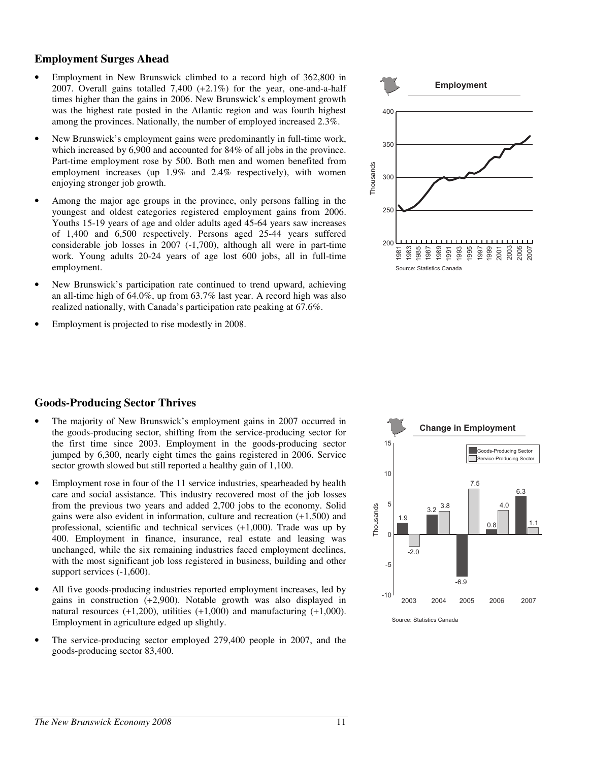## Employment Surges Ahead

- Employment in New Brunswick climbed to a record high of 362,800 in 2007. Overall gains totalled 7,400 (+2.1%) for the year, one-and-a-half times higher than the gains in 2006. New Brunswick's employment growth was the highest rate posted in the Atlantic region and was fourth highest among the provinces. Nationally, the number of employed increased 2.3%.
- New Brunswick's employment gains were predominantly in full-time work, which increased by 6,900 and accounted for 84% of all jobs in the province. Part-time employment rose by 500. Both men and women benefited from employment increases (up 1.9% and 2.4% respectively), with women enjoying stronger job growth.
- Among the major age groups in the province, only persons falling in the youngest and oldest categories registered employment gains from 2006. Youths 15-19 years of age and older adults aged 45-64 years saw increases of 1,400 and 6,500 respectively. Persons aged 25-44 years suffered considerable job losses in 2007 (-1,700), although all were in part-time work. Young adults 20-24 years of age lost 600 jobs, all in full-time employment.
- New Brunswick's participation rate continued to trend upward, achieving an all-time high of 64.0%, up from 63.7% last year. A record high was also realized nationally, with Canada's participation rate peaking at 67.6%.
- Employment is projected to rise modestly in 2008.

**Employment**

Source: Statistics Canada

## Goods-Producing Sector Thrives

- The majority of New Brunswick's employment gains in 2007 occurred in the goods-producing sector, shifting from the service-producing sector for the first time since 2003. Employment in the goods-producing sector jumped by 6,300, nearly eight times the gains registered in 2006. Service sector growth slowed but still reported a healthy gain of 1,100.
- Employment rose in four of the 11 service industries, spearheaded by health care and social assistance. This industry recovered most of the job losses from the previous two years and added 2,700 jobs to the economy. Solid gains were also evident in information, culture and recreation (+1,500) and professional, scientific and technical services (+1,000). Trade was up by 400. Employment in finance, insurance, real estate and leasing was unchanged, while the six remaining industries faced employment declines, with the most significant job loss registered in business, building and other support services (-1,600).
- All five goods-producing industries reported employment increases, led by gains in construction (+2,900). Notable growth was also displayed in natural resources (+1,200), utilities (+1,000) and manufacturing (+1,000). Employment in agriculture edged up slightly.
- The service-producing sector employed 279,400 people in 2007, and the goods-producing sector 83,400.

**Change in Employment** (Thousands)

| Year | Goods-Producing Sector | Service-Producing Sector |
|---|---|---|
| 2003 | 1.9 | -2.0 |
| 2004 | 3.2 | 3.8 |
| 2005 | -6.9 | 7.5 |
| 2006 | 0.8 | 4.0 |
| 2007 | 6.3 | 1.1 |

Source: Statistics Canada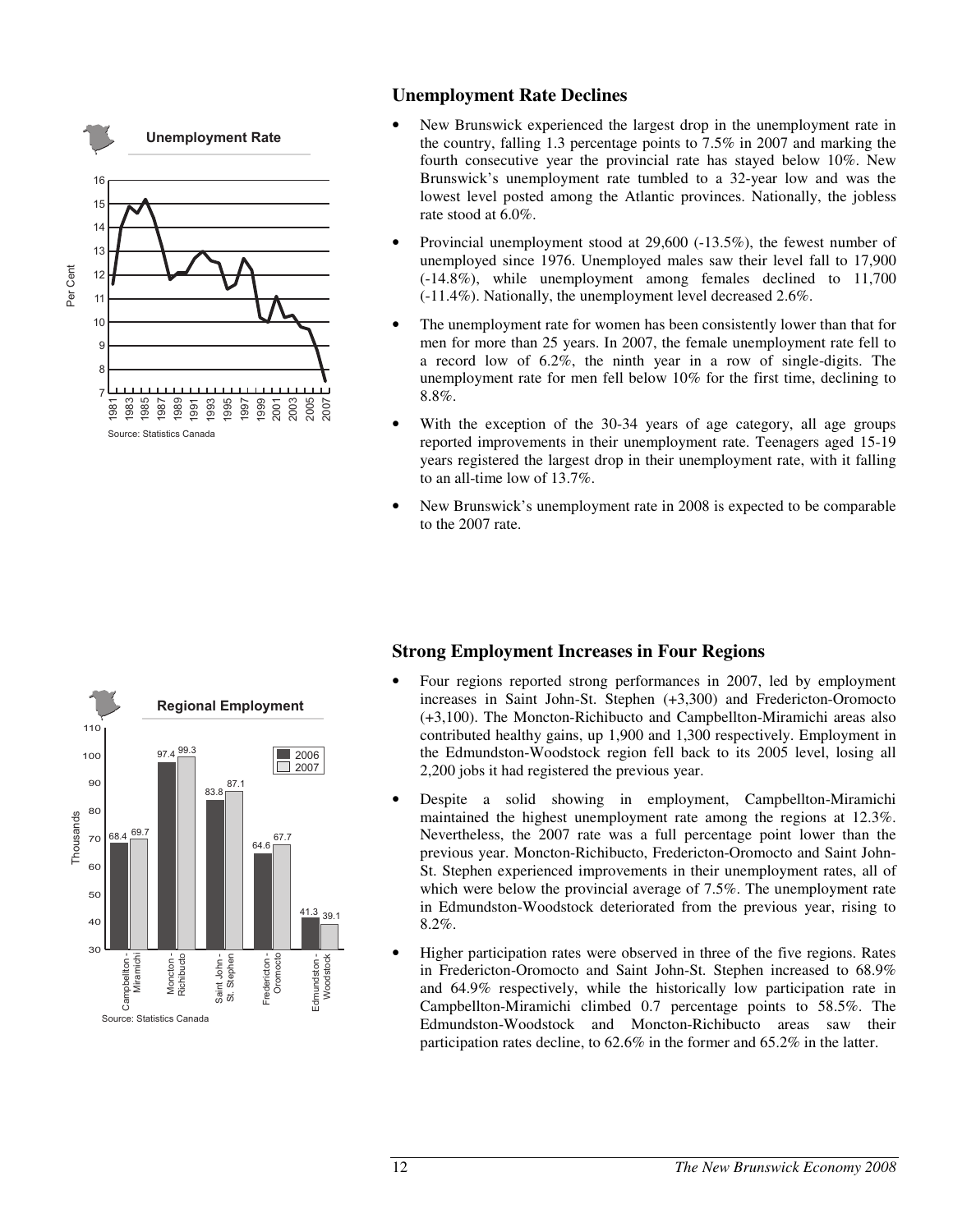## Unemployment Rate

Source: Statistics Canada

## Unemployment Rate Declines

- New Brunswick experienced the largest drop in the unemployment rate in the country, falling 1.3 percentage points to 7.5% in 2007 and marking the fourth consecutive year the provincial rate has stayed below 10%. New Brunswick's unemployment rate tumbled to a 32-year low and was the lowest level posted among the Atlantic provinces. Nationally, the jobless rate stood at 6.0%.
- Provincial unemployment stood at 29,600 (-13.5%), the fewest number of unemployed since 1976. Unemployed males saw their level fall to 17,900 (-14.8%), while unemployment among females declined to 11,700 (-11.4%). Nationally, the unemployment level decreased 2.6%.
- The unemployment rate for women has been consistently lower than that for men for more than 25 years. In 2007, the female unemployment rate fell to a record low of 6.2%, the ninth year in a row of single-digits. The unemployment rate for men fell below 10% for the first time, declining to 8.8%.
- With the exception of the 30-34 years of age category, all age groups reported improvements in their unemployment rate. Teenagers aged 15-19 years registered the largest drop in their unemployment rate, with it falling to an all-time low of 13.7%.
- New Brunswick's unemployment rate in 2008 is expected to be comparable to the 2007 rate.

## Regional Employment

| Region | 2006 (Thousands) | 2007 (Thousands) |
| --- | --- | --- |
| Campbellton - Miramichi | 68.4 | 69.7 |
| Moncton - Richibucto | 97.4 | 99.3 |
| Saint John - St. Stephen | 83.8 | 87.1 |
| Fredericton - Oromocto | 64.6 | 67.7 |
| Edmundston - Woodstock | 41.3 | 39.1 |

Source: Statistics Canada

## Strong Employment Increases in Four Regions

- Four regions reported strong performances in 2007, led by employment increases in Saint John-St. Stephen (+3,300) and Fredericton-Oromocto (+3,100). The Moncton-Richibucto and Campbellton-Miramichi areas also contributed healthy gains, up 1,900 and 1,300 respectively. Employment in the Edmundston-Woodstock region fell back to its 2005 level, losing all 2,200 jobs it had registered the previous year.
- Despite a solid showing in employment, Campbellton-Miramichi maintained the highest unemployment rate among the regions at 12.3%. Nevertheless, the 2007 rate was a full percentage point lower than the previous year. Moncton-Richibucto, Fredericton-Oromocto and Saint John-St. Stephen experienced improvements in their unemployment rates, all of which were below the provincial average of 7.5%. The unemployment rate in Edmundston-Woodstock deteriorated from the previous year, rising to 8.2%.
- Higher participation rates were observed in three of the five regions. Rates in Fredericton-Oromocto and Saint John-St. Stephen increased to 68.9% and 64.9% respectively, while the historically low participation rate in Campbellton-Miramichi climbed 0.7 percentage points to 58.5%. The Edmundston-Woodstock and Moncton-Richibucto areas saw their participation rates decline, to 62.6% in the former and 65.2% in the latter.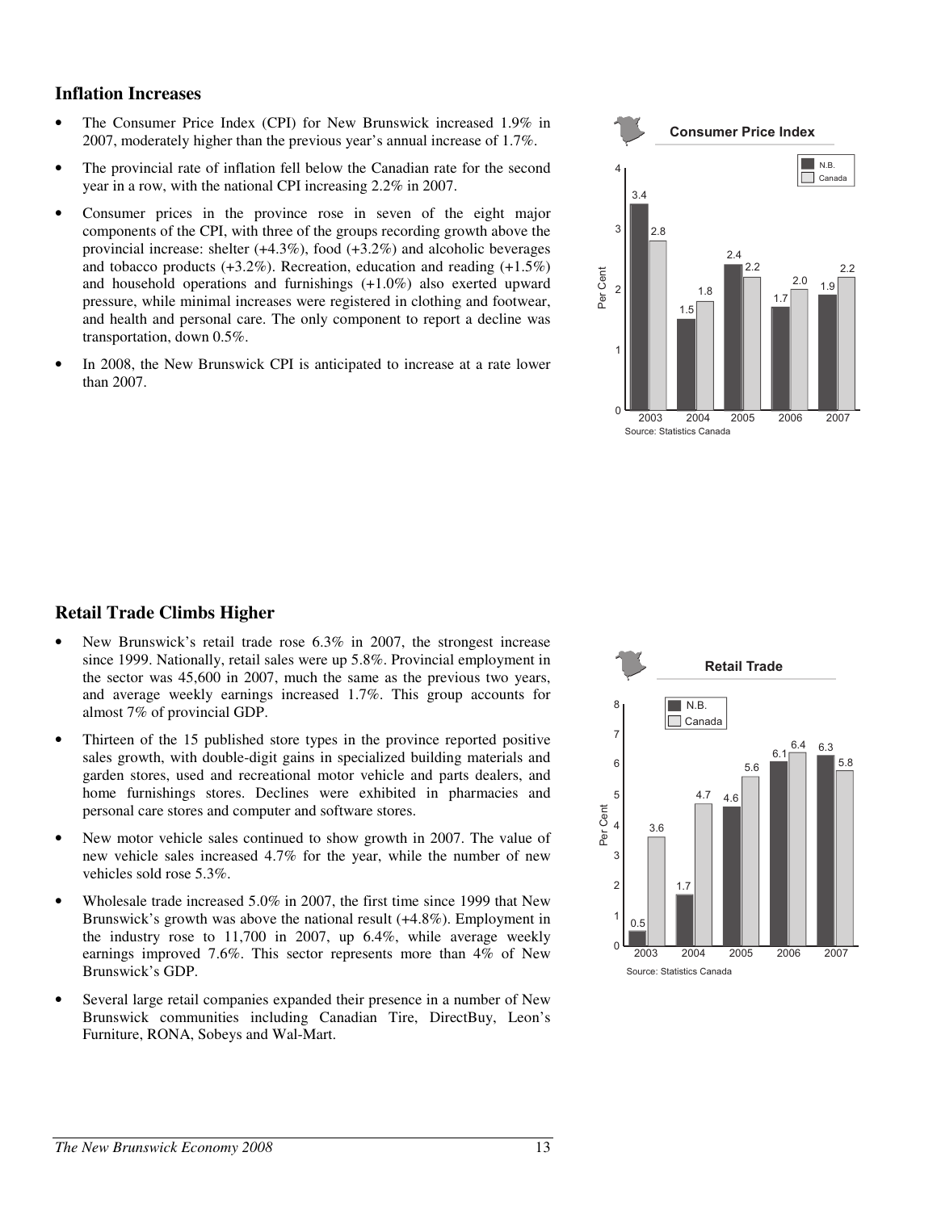## Inflation Increases

- The Consumer Price Index (CPI) for New Brunswick increased 1.9% in 2007, moderately higher than the previous year's annual increase of 1.7%.
- The provincial rate of inflation fell below the Canadian rate for the second year in a row, with the national CPI increasing 2.2% in 2007.
- Consumer prices in the province rose in seven of the eight major components of the CPI, with three of the groups recording growth above the provincial increase: shelter (+4.3%), food (+3.2%) and alcoholic beverages and tobacco products (+3.2%). Recreation, education and reading (+1.5%) and household operations and furnishings (+1.0%) also exerted upward pressure, while minimal increases were registered in clothing and footwear, and health and personal care. The only component to report a decline was transportation, down 0.5%.
- In 2008, the New Brunswick CPI is anticipated to increase at a rate lower than 2007.

**Consumer Price Index**

| Year | N.B. (Per Cent) | Canada (Per Cent) |
| --- | --- | --- |
| 2003 | 3.4 | 2.8 |
| 2004 | 1.5 | 1.8 |
| 2005 | 2.4 | 2.2 |
| 2006 | 1.7 | 2.0 |
| 2007 | 1.9 | 2.2 |

Source: Statistics Canada

## Retail Trade Climbs Higher

- New Brunswick's retail trade rose 6.3% in 2007, the strongest increase since 1999. Nationally, retail sales were up 5.8%. Provincial employment in the sector was 45,600 in 2007, much the same as the previous two years, and average weekly earnings increased 1.7%. This group accounts for almost 7% of provincial GDP.
- Thirteen of the 15 published store types in the province reported positive sales growth, with double-digit gains in specialized building materials and garden stores, used and recreational motor vehicle and parts dealers, and home furnishings stores. Declines were exhibited in pharmacies and personal care stores and computer and software stores.
- New motor vehicle sales continued to show growth in 2007. The value of new vehicle sales increased 4.7% for the year, while the number of new vehicles sold rose 5.3%.
- Wholesale trade increased 5.0% in 2007, the first time since 1999 that New Brunswick's growth was above the national result (+4.8%). Employment in the industry rose to 11,700 in 2007, up 6.4%, while average weekly earnings improved 7.6%. This sector represents more than 4% of New Brunswick's GDP.
- Several large retail companies expanded their presence in a number of New Brunswick communities including Canadian Tire, DirectBuy, Leon's Furniture, RONA, Sobeys and Wal-Mart.

**Retail Trade**

| Year | N.B. (Per Cent) | Canada (Per Cent) |
| --- | --- | --- |
| 2003 | 0.5 | 3.6 |
| 2004 | 1.7 | 4.7 |
| 2005 | 4.6 | 5.6 |
| 2006 | 6.1 | 6.4 |
| 2007 | 6.3 | 5.8 |

Source: Statistics Canada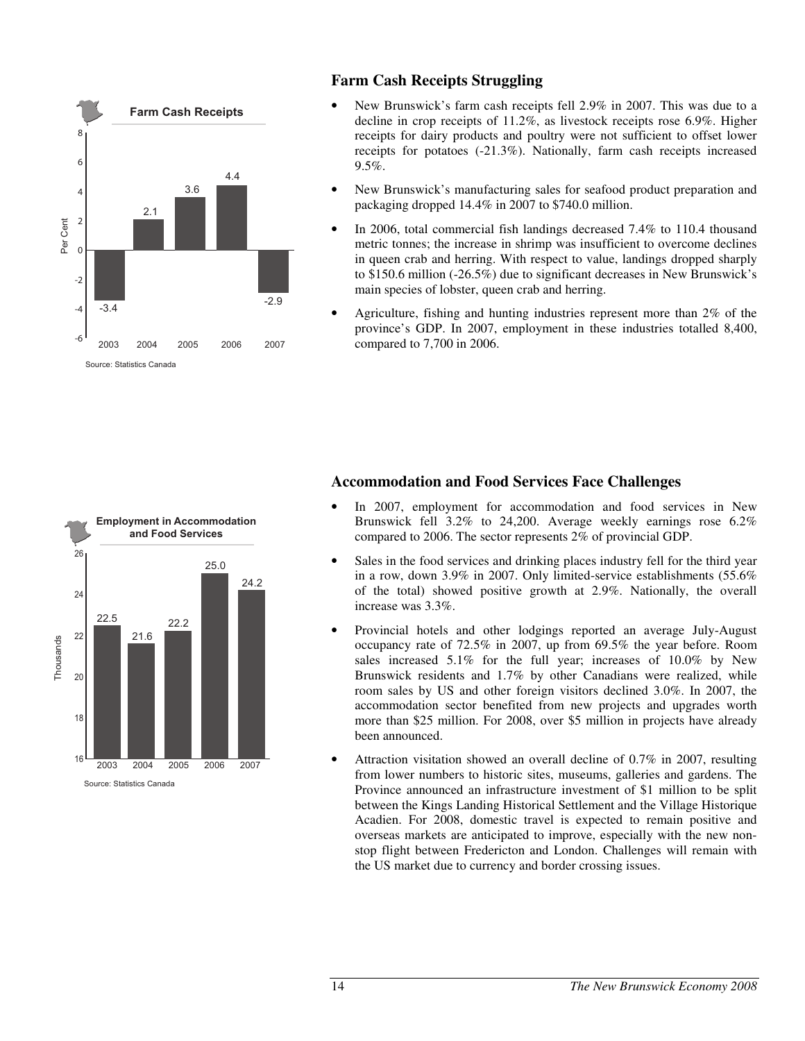**Farm Cash Receipts**

| Year | Per Cent |
|---|---|
| 2003 | -3.4 |
| 2004 | 2.1 |
| 2005 | 3.6 |
| 2006 | 4.4 |
| 2007 | -2.9 |

Source: Statistics Canada

## Farm Cash Receipts Struggling

- New Brunswick's farm cash receipts fell 2.9% in 2007. This was due to a decline in crop receipts of 11.2%, as livestock receipts rose 6.9%. Higher receipts for dairy products and poultry were not sufficient to offset lower receipts for potatoes (-21.3%). Nationally, farm cash receipts increased 9.5%.
- New Brunswick's manufacturing sales for seafood product preparation and packaging dropped 14.4% in 2007 to $740.0 million.
- In 2006, total commercial fish landings decreased 7.4% to 110.4 thousand metric tonnes; the increase in shrimp was insufficient to overcome declines in queen crab and herring. With respect to value, landings dropped sharply to $150.6 million (-26.5%) due to significant decreases in New Brunswick's main species of lobster, queen crab and herring.
- Agriculture, fishing and hunting industries represent more than 2% of the province's GDP. In 2007, employment in these industries totalled 8,400, compared to 7,700 in 2006.

**Employment in Accommodation and Food Services**

| Year | Thousands |
|---|---|
| 2003 | 22.5 |
| 2004 | 21.6 |
| 2005 | 22.2 |
| 2006 | 25.0 |
| 2007 | 24.2 |

Source: Statistics Canada

## Accommodation and Food Services Face Challenges

- In 2007, employment for accommodation and food services in New Brunswick fell 3.2% to 24,200. Average weekly earnings rose 6.2% compared to 2006. The sector represents 2% of provincial GDP.
- Sales in the food services and drinking places industry fell for the third year in a row, down 3.9% in 2007. Only limited-service establishments (55.6% of the total) showed positive growth at 2.9%. Nationally, the overall increase was 3.3%.
- Provincial hotels and other lodgings reported an average July-August occupancy rate of 72.5% in 2007, up from 69.5% the year before. Room sales increased 5.1% for the full year; increases of 10.0% by New Brunswick residents and 1.7% by other Canadians were realized, while room sales by US and other foreign visitors declined 3.0%. In 2007, the accommodation sector benefited from new projects and upgrades worth more than $25 million. For 2008, over $5 million in projects have already been announced.
- Attraction visitation showed an overall decline of 0.7% in 2007, resulting from lower numbers to historic sites, museums, galleries and gardens. The Province announced an infrastructure investment of $1 million to be split between the Kings Landing Historical Settlement and the Village Historique Acadien. For 2008, domestic travel is expected to remain positive and overseas markets are anticipated to improve, especially with the new non-stop flight between Fredericton and London. Challenges will remain with the US market due to currency and border crossing issues.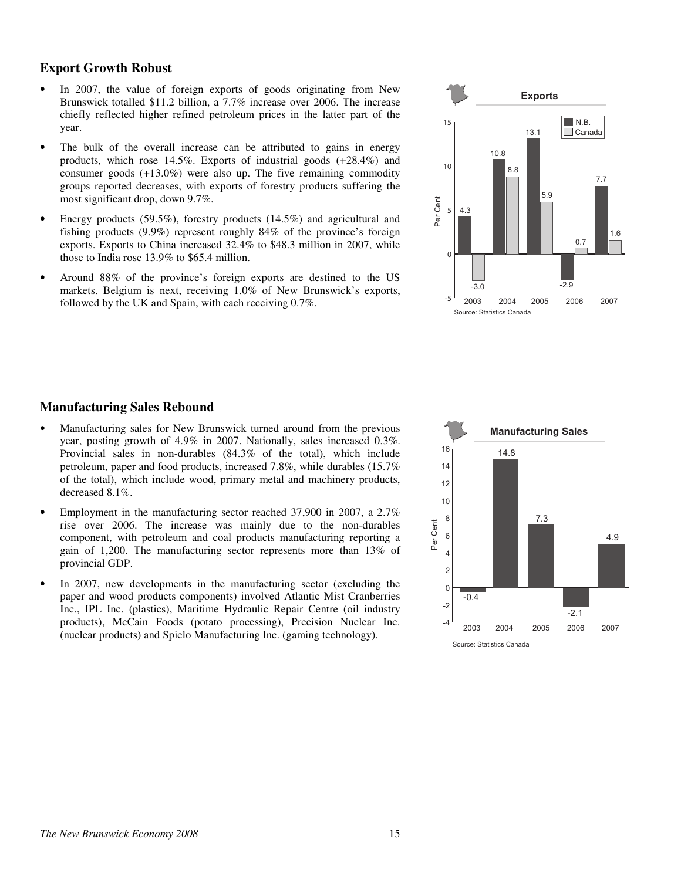## Export Growth Robust

- In 2007, the value of foreign exports of goods originating from New Brunswick totalled $11.2 billion, a 7.7% increase over 2006. The increase chiefly reflected higher refined petroleum prices in the latter part of the year.
- The bulk of the overall increase can be attributed to gains in energy products, which rose 14.5%. Exports of industrial goods (+28.4%) and consumer goods (+13.0%) were also up. The five remaining commodity groups reported decreases, with exports of forestry products suffering the most significant drop, down 9.7%.
- Energy products (59.5%), forestry products (14.5%) and agricultural and fishing products (9.9%) represent roughly 84% of the province's foreign exports. Exports to China increased 32.4% to $48.3 million in 2007, while those to India rose 13.9% to $65.4 million.
- Around 88% of the province's foreign exports are destined to the US markets. Belgium is next, receiving 1.0% of New Brunswick's exports, followed by the UK and Spain, with each receiving 0.7%.

**Exports**

| Year | N.B. (Per Cent) | Canada (Per Cent) |
|---|---|---|
| 2003 | 4.3 | -3.0 |
| 2004 | 10.8 | 8.8 |
| 2005 | 13.1 | 5.9 |
| 2006 | -2.9 | 0.7 |
| 2007 | 7.7 | 1.6 |

Source: Statistics Canada

## Manufacturing Sales Rebound

- Manufacturing sales for New Brunswick turned around from the previous year, posting growth of 4.9% in 2007. Nationally, sales increased 0.3%. Provincial sales in non-durables (84.3% of the total), which include petroleum, paper and food products, increased 7.8%, while durables (15.7% of the total), which include wood, primary metal and machinery products, decreased 8.1%.
- Employment in the manufacturing sector reached 37,900 in 2007, a 2.7% rise over 2006. The increase was mainly due to the non-durables component, with petroleum and coal products manufacturing reporting a gain of 1,200. The manufacturing sector represents more than 13% of provincial GDP.
- In 2007, new developments in the manufacturing sector (excluding the paper and wood products components) involved Atlantic Mist Cranberries Inc., IPL Inc. (plastics), Maritime Hydraulic Repair Centre (oil industry products), McCain Foods (potato processing), Precision Nuclear Inc. (nuclear products) and Spielo Manufacturing Inc. (gaming technology).

**Manufacturing Sales**

| Year | Per Cent |
|---|---|
| 2003 | -0.4 |
| 2004 | 14.8 |
| 2005 | 7.3 |
| 2006 | -2.1 |
| 2007 | 4.9 |

Source: Statistics Canada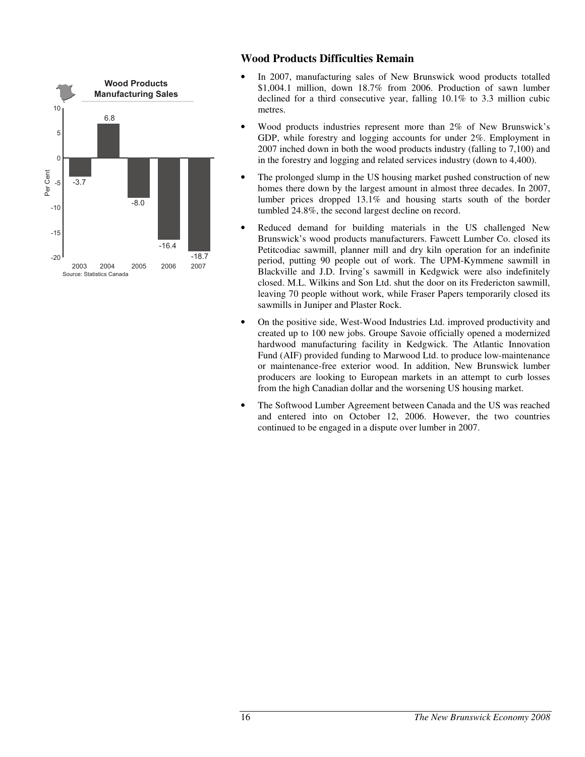## Wood Products Difficulties Remain

- In 2007, manufacturing sales of New Brunswick wood products totalled $1,004.1 million, down 18.7% from 2006. Production of sawn lumber declined for a third consecutive year, falling 10.1% to 3.3 million cubic metres.
- Wood products industries represent more than 2% of New Brunswick's GDP, while forestry and logging accounts for under 2%. Employment in 2007 inched down in both the wood products industry (falling to 7,100) and in the forestry and logging and related services industry (down to 4,400).
- The prolonged slump in the US housing market pushed construction of new homes there down by the largest amount in almost three decades. In 2007, lumber prices dropped 13.1% and housing starts south of the border tumbled 24.8%, the second largest decline on record.
- Reduced demand for building materials in the US challenged New Brunswick's wood products manufacturers. Fawcett Lumber Co. closed its Petitcodiac sawmill, planner mill and dry kiln operation for an indefinite period, putting 90 people out of work. The UPM-Kymmene sawmill in Blackville and J.D. Irving's sawmill in Kedgwick were also indefinitely closed. M.L. Wilkins and Son Ltd. shut the door on its Fredericton sawmill, leaving 70 people without work, while Fraser Papers temporarily closed its sawmills in Juniper and Plaster Rock.
- On the positive side, West-Wood Industries Ltd. improved productivity and created up to 100 new jobs. Groupe Savoie officially opened a modernized hardwood manufacturing facility in Kedgwick. The Atlantic Innovation Fund (AIF) provided funding to Marwood Ltd. to produce low-maintenance or maintenance-free exterior wood. In addition, New Brunswick lumber producers are looking to European markets in an attempt to curb losses from the high Canadian dollar and the worsening US housing market.
- The Softwood Lumber Agreement between Canada and the US was reached and entered into on October 12, 2006. However, the two countries continued to be engaged in a dispute over lumber in 2007.

**Wood Products Manufacturing Sales** (Per Cent)

| Year | Per Cent |
|---|---|
| 2003 | -3.7 |
| 2004 | 6.8 |
| 2005 | -8.0 |
| 2006 | -16.4 |
| 2007 | -18.7 |

Source: Statistics Canada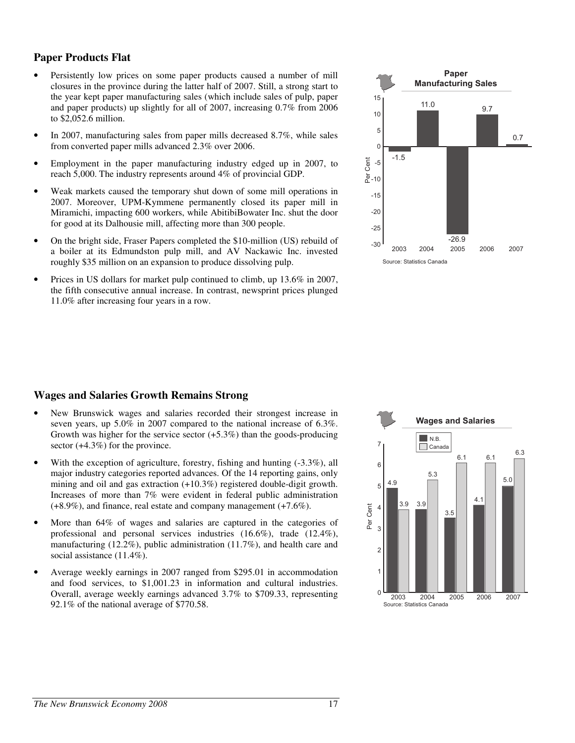## Paper Products Flat

- Persistently low prices on some paper products caused a number of mill closures in the province during the latter half of 2007. Still, a strong start to the year kept paper manufacturing sales (which include sales of pulp, paper and paper products) up slightly for all of 2007, increasing 0.7% from 2006 to $2,052.6 million.
- In 2007, manufacturing sales from paper mills decreased 8.7%, while sales from converted paper mills advanced 2.3% over 2006.
- Employment in the paper manufacturing industry edged up in 2007, to reach 5,000. The industry represents around 4% of provincial GDP.
- Weak markets caused the temporary shut down of some mill operations in 2007. Moreover, UPM-Kymmene permanently closed its paper mill in Miramichi, impacting 600 workers, while AbitibiBowater Inc. shut the door for good at its Dalhousie mill, affecting more than 300 people.
- On the bright side, Fraser Papers completed the $10-million (US) rebuild of a boiler at its Edmundston pulp mill, and AV Nackawic Inc. invested roughly $35 million on an expansion to produce dissolving pulp.
- Prices in US dollars for market pulp continued to climb, up 13.6% in 2007, the fifth consecutive annual increase. In contrast, newsprint prices plunged 11.0% after increasing four years in a row.

**Paper Manufacturing Sales**

| Year | Per Cent |
|---|---|
| 2003 | -1.5 |
| 2004 | 11.0 |
| 2005 | -26.9 |
| 2006 | 9.7 |
| 2007 | 0.7 |

Source: Statistics Canada

## Wages and Salaries Growth Remains Strong

- New Brunswick wages and salaries recorded their strongest increase in seven years, up 5.0% in 2007 compared to the national increase of 6.3%. Growth was higher for the service sector (+5.3%) than the goods-producing sector (+4.3%) for the province.
- With the exception of agriculture, forestry, fishing and hunting (-3.3%), all major industry categories reported advances. Of the 14 reporting gains, only mining and oil and gas extraction (+10.3%) registered double-digit growth. Increases of more than 7% were evident in federal public administration (+8.9%), and finance, real estate and company management (+7.6%).
- More than 64% of wages and salaries are captured in the categories of professional and personal services industries (16.6%), trade (12.4%), manufacturing (12.2%), public administration (11.7%), and health care and social assistance (11.4%).
- Average weekly earnings in 2007 ranged from $295.01 in accommodation and food services, to $1,001.23 in information and cultural industries. Overall, average weekly earnings advanced 3.7% to $709.33, representing 92.1% of the national average of $770.58.

**Wages and Salaries**

| Year | N.B. (Per Cent) | Canada (Per Cent) |
|---|---|---|
| 2003 | 4.9 | 3.9 |
| 2004 | 3.9 | 5.3 |
| 2005 | 3.5 | 6.1 |
| 2006 | 4.1 | 6.1 |
| 2007 | 5.0 | 6.3 |

Source: Statistics Canada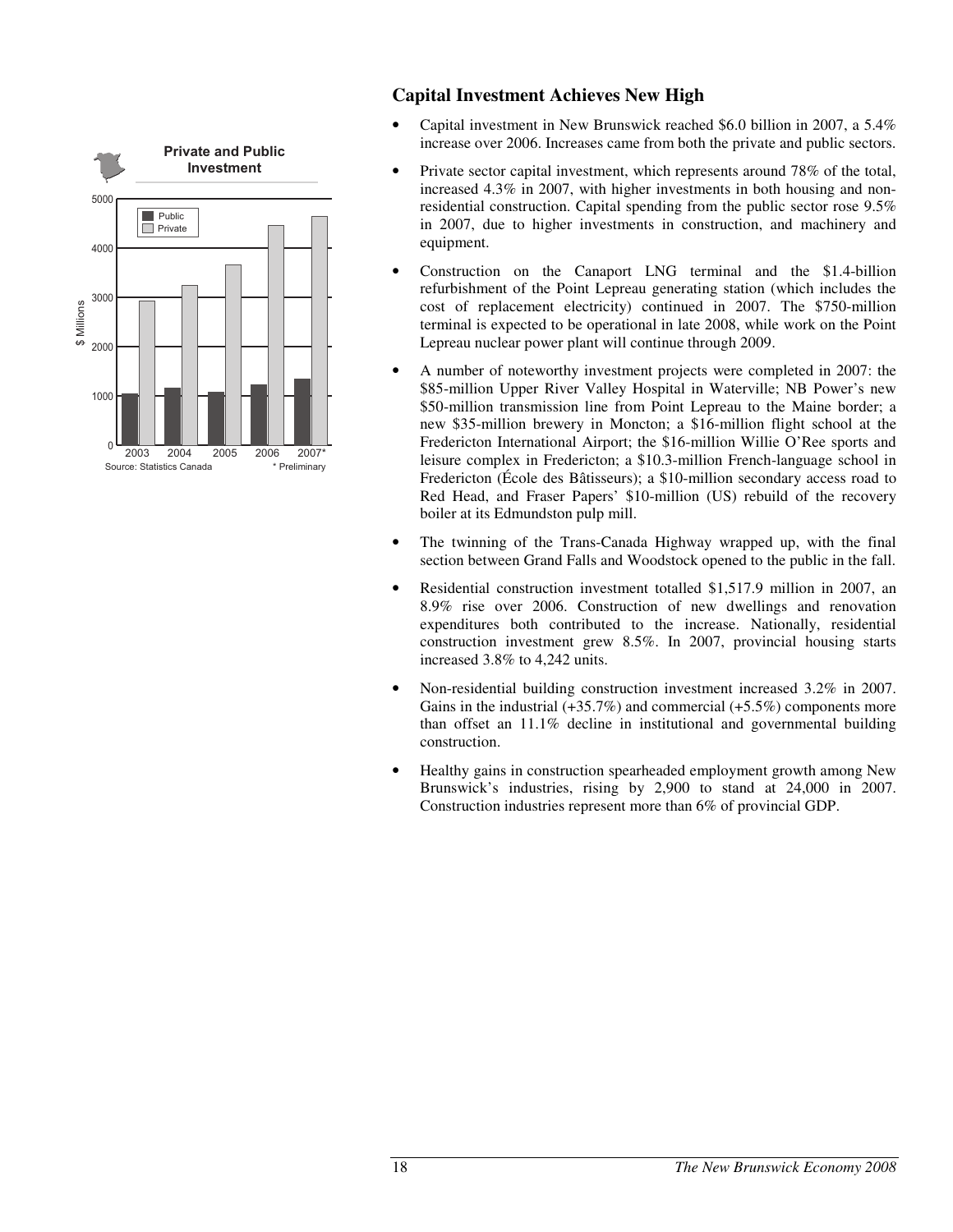**Private and Public Investment**

Source: Statistics Canada

\* Preliminary

## Capital Investment Achieves New High

- Capital investment in New Brunswick reached \$6.0 billion in 2007, a 5.4% increase over 2006. Increases came from both the private and public sectors.
- Private sector capital investment, which represents around 78% of the total, increased 4.3% in 2007, with higher investments in both housing and non-residential construction. Capital spending from the public sector rose 9.5% in 2007, due to higher investments in construction, and machinery and equipment.
- Construction on the Canaport LNG terminal and the \$1.4-billion refurbishment of the Point Lepreau generating station (which includes the cost of replacement electricity) continued in 2007. The \$750-million terminal is expected to be operational in late 2008, while work on the Point Lepreau nuclear power plant will continue through 2009.
- A number of noteworthy investment projects were completed in 2007: the \$85-million Upper River Valley Hospital in Waterville; NB Power's new \$50-million transmission line from Point Lepreau to the Maine border; a new \$35-million brewery in Moncton; a \$16-million flight school at the Fredericton International Airport; the \$16-million Willie O'Ree sports and leisure complex in Fredericton; a \$10.3-million French-language school in Fredericton (École des Bâtisseurs); a \$10-million secondary access road to Red Head, and Fraser Papers' \$10-million (US) rebuild of the recovery boiler at its Edmundston pulp mill.
- The twinning of the Trans-Canada Highway wrapped up, with the final section between Grand Falls and Woodstock opened to the public in the fall.
- Residential construction investment totalled \$1,517.9 million in 2007, an 8.9% rise over 2006. Construction of new dwellings and renovation expenditures both contributed to the increase. Nationally, residential construction investment grew 8.5%. In 2007, provincial housing starts increased 3.8% to 4,242 units.
- Non-residential building construction investment increased 3.2% in 2007. Gains in the industrial (+35.7%) and commercial (+5.5%) components more than offset an 11.1% decline in institutional and governmental building construction.
- Healthy gains in construction spearheaded employment growth among New Brunswick's industries, rising by 2,900 to stand at 24,000 in 2007. Construction industries represent more than 6% of provincial GDP.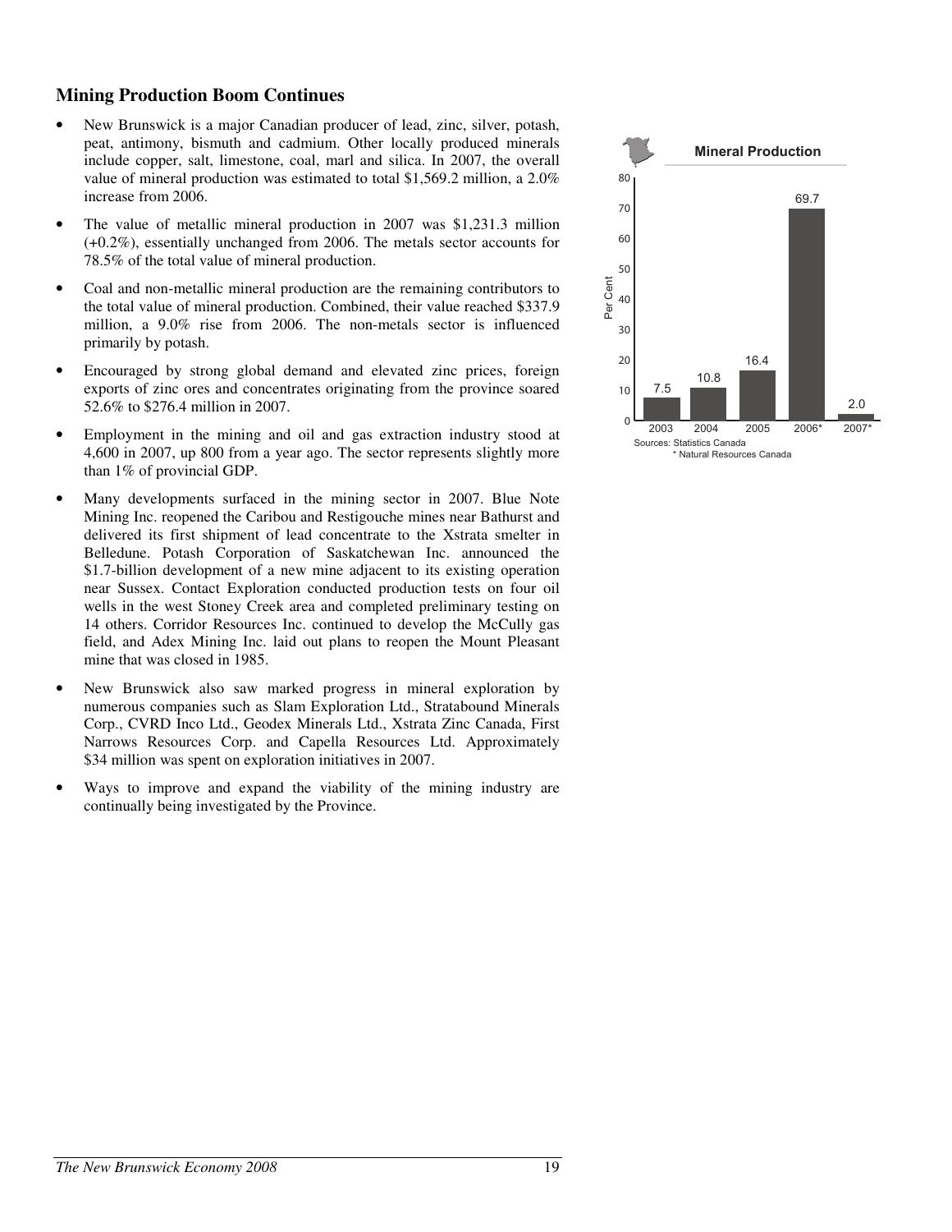## Mining Production Boom Continues

- New Brunswick is a major Canadian producer of lead, zinc, silver, potash, peat, antimony, bismuth and cadmium. Other locally produced minerals include copper, salt, limestone, coal, marl and silica. In 2007, the overall value of mineral production was estimated to total $1,569.2 million, a 2.0% increase from 2006.
- The value of metallic mineral production in 2007 was $1,231.3 million (+0.2%), essentially unchanged from 2006. The metals sector accounts for 78.5% of the total value of mineral production.
- Coal and non-metallic mineral production are the remaining contributors to the total value of mineral production. Combined, their value reached $337.9 million, a 9.0% rise from 2006. The non-metals sector is influenced primarily by potash.
- Encouraged by strong global demand and elevated zinc prices, foreign exports of zinc ores and concentrates originating from the province soared 52.6% to $276.4 million in 2007.
- Employment in the mining and oil and gas extraction industry stood at 4,600 in 2007, up 800 from a year ago. The sector represents slightly more than 1% of provincial GDP.
- Many developments surfaced in the mining sector in 2007. Blue Note Mining Inc. reopened the Caribou and Restigouche mines near Bathurst and delivered its first shipment of lead concentrate to the Xstrata smelter in Belledune. Potash Corporation of Saskatchewan Inc. announced the $1.7-billion development of a new mine adjacent to its existing operation near Sussex. Contact Exploration conducted production tests on four oil wells in the west Stoney Creek area and completed preliminary testing on 14 others. Corridor Resources Inc. continued to develop the McCully gas field, and Adex Mining Inc. laid out plans to reopen the Mount Pleasant mine that was closed in 1985.
- New Brunswick also saw marked progress in mineral exploration by numerous companies such as Slam Exploration Ltd., Stratabound Minerals Corp., CVRD Inco Ltd., Geodex Minerals Ltd., Xstrata Zinc Canada, First Narrows Resources Corp. and Capella Resources Ltd. Approximately $34 million was spent on exploration initiatives in 2007.
- Ways to improve and expand the viability of the mining industry are continually being investigated by the Province.

**Mineral Production** (Per Cent)

| Year | Per Cent |
|---|---|
| 2003 | 7.5 |
| 2004 | 10.8 |
| 2005 | 16.4 |
| 2006* | 69.7 |
| 2007* | 2.0 |

Sources: Statistics Canada
\* Natural Resources Canada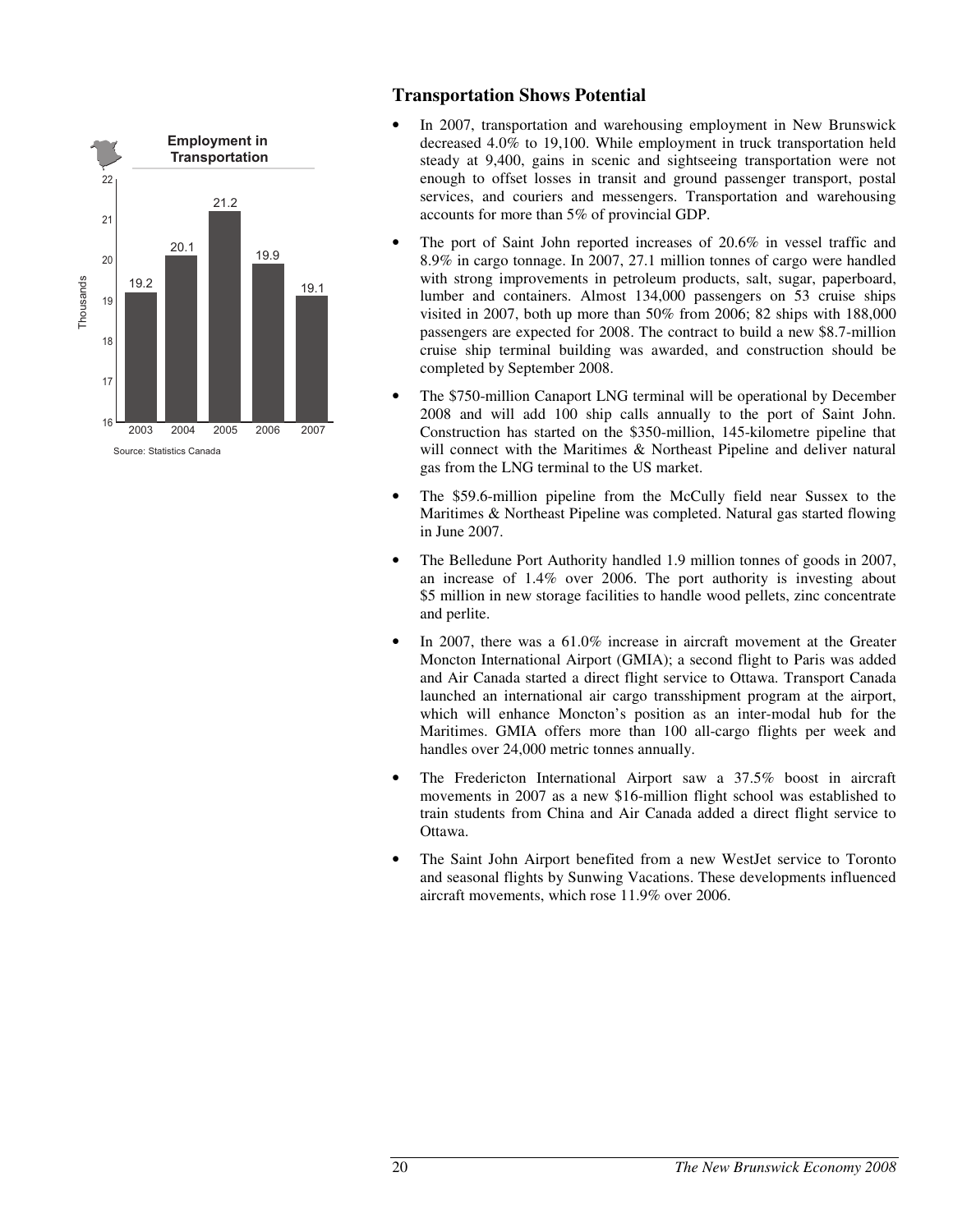**Employment in Transportation**

| Year | Thousands |
|---|---|
| 2003 | 19.2 |
| 2004 | 20.1 |
| 2005 | 21.2 |
| 2006 | 19.9 |
| 2007 | 19.1 |

Source: Statistics Canada

## Transportation Shows Potential

- In 2007, transportation and warehousing employment in New Brunswick decreased 4.0% to 19,100. While employment in truck transportation held steady at 9,400, gains in scenic and sightseeing transportation were not enough to offset losses in transit and ground passenger transport, postal services, and couriers and messengers. Transportation and warehousing accounts for more than 5% of provincial GDP.
- The port of Saint John reported increases of 20.6% in vessel traffic and 8.9% in cargo tonnage. In 2007, 27.1 million tonnes of cargo were handled with strong improvements in petroleum products, salt, sugar, paperboard, lumber and containers. Almost 134,000 passengers on 53 cruise ships visited in 2007, both up more than 50% from 2006; 82 ships with 188,000 passengers are expected for 2008. The contract to build a new $8.7-million cruise ship terminal building was awarded, and construction should be completed by September 2008.
- The $750-million Canaport LNG terminal will be operational by December 2008 and will add 100 ship calls annually to the port of Saint John. Construction has started on the $350-million, 145-kilometre pipeline that will connect with the Maritimes & Northeast Pipeline and deliver natural gas from the LNG terminal to the US market.
- The $59.6-million pipeline from the McCully field near Sussex to the Maritimes & Northeast Pipeline was completed. Natural gas started flowing in June 2007.
- The Belledune Port Authority handled 1.9 million tonnes of goods in 2007, an increase of 1.4% over 2006. The port authority is investing about $5 million in new storage facilities to handle wood pellets, zinc concentrate and perlite.
- In 2007, there was a 61.0% increase in aircraft movement at the Greater Moncton International Airport (GMIA); a second flight to Paris was added and Air Canada started a direct flight service to Ottawa. Transport Canada launched an international air cargo transshipment program at the airport, which will enhance Moncton's position as an inter-modal hub for the Maritimes. GMIA offers more than 100 all-cargo flights per week and handles over 24,000 metric tonnes annually.
- The Fredericton International Airport saw a 37.5% boost in aircraft movements in 2007 as a new $16-million flight school was established to train students from China and Air Canada added a direct flight service to Ottawa.
- The Saint John Airport benefited from a new WestJet service to Toronto and seasonal flights by Sunwing Vacations. These developments influenced aircraft movements, which rose 11.9% over 2006.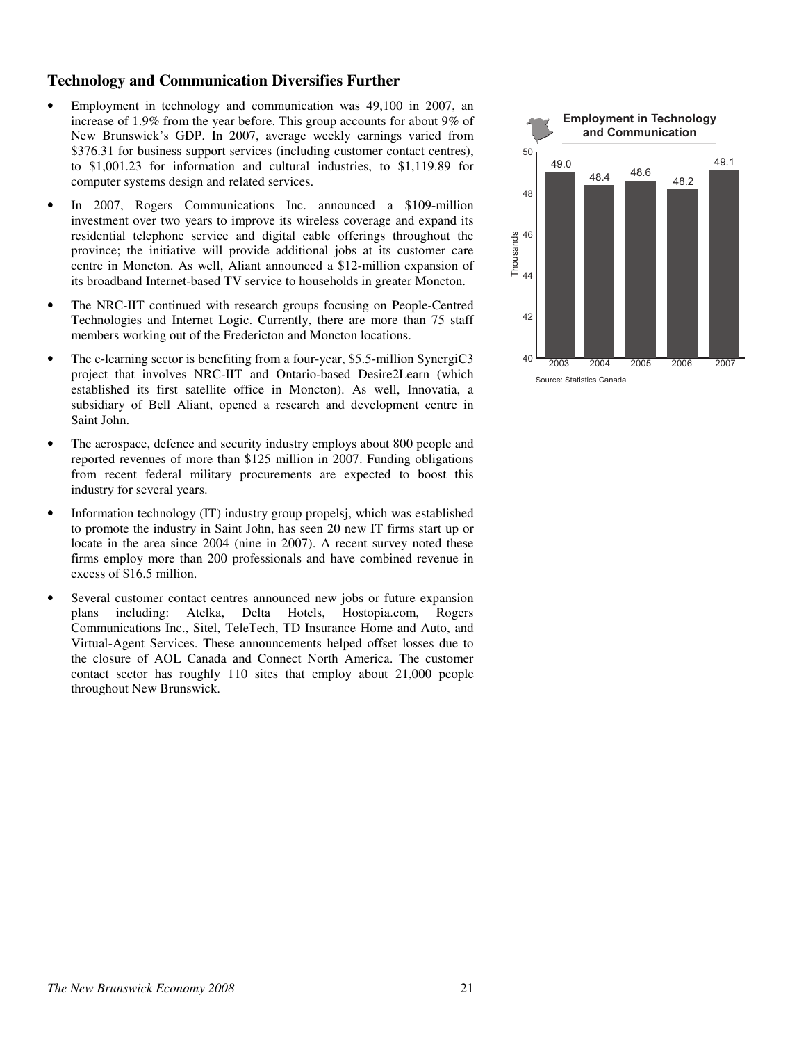## Technology and Communication Diversifies Further

- Employment in technology and communication was 49,100 in 2007, an increase of 1.9% from the year before. This group accounts for about 9% of New Brunswick's GDP. In 2007, average weekly earnings varied from $376.31 for business support services (including customer contact centres), to $1,001.23 for information and cultural industries, to $1,119.89 for computer systems design and related services.
- In 2007, Rogers Communications Inc. announced a $109-million investment over two years to improve its wireless coverage and expand its residential telephone service and digital cable offerings throughout the province; the initiative will provide additional jobs at its customer care centre in Moncton. As well, Aliant announced a $12-million expansion of its broadband Internet-based TV service to households in greater Moncton.
- The NRC-IIT continued with research groups focusing on People-Centred Technologies and Internet Logic. Currently, there are more than 75 staff members working out of the Fredericton and Moncton locations.
- The e-learning sector is benefiting from a four-year, $5.5-million SynergiC3 project that involves NRC-IIT and Ontario-based Desire2Learn (which established its first satellite office in Moncton). As well, Innovatia, a subsidiary of Bell Aliant, opened a research and development centre in Saint John.
- The aerospace, defence and security industry employs about 800 people and reported revenues of more than $125 million in 2007. Funding obligations from recent federal military procurements are expected to boost this industry for several years.
- Information technology (IT) industry group propelsj, which was established to promote the industry in Saint John, has seen 20 new IT firms start up or locate in the area since 2004 (nine in 2007). A recent survey noted these firms employ more than 200 professionals and have combined revenue in excess of $16.5 million.
- Several customer contact centres announced new jobs or future expansion plans including: Atelka, Delta Hotels, Hostopia.com, Rogers Communications Inc., Sitel, TeleTech, TD Insurance Home and Auto, and Virtual-Agent Services. These announcements helped offset losses due to the closure of AOL Canada and Connect North America. The customer contact sector has roughly 110 sites that employ about 21,000 people throughout New Brunswick.

**Employment in Technology and Communication**

| Year | Thousands |
|---|---|
| 2003 | 49.0 |
| 2004 | 48.4 |
| 2005 | 48.6 |
| 2006 | 48.2 |
| 2007 | 49.1 |

Source: Statistics Canada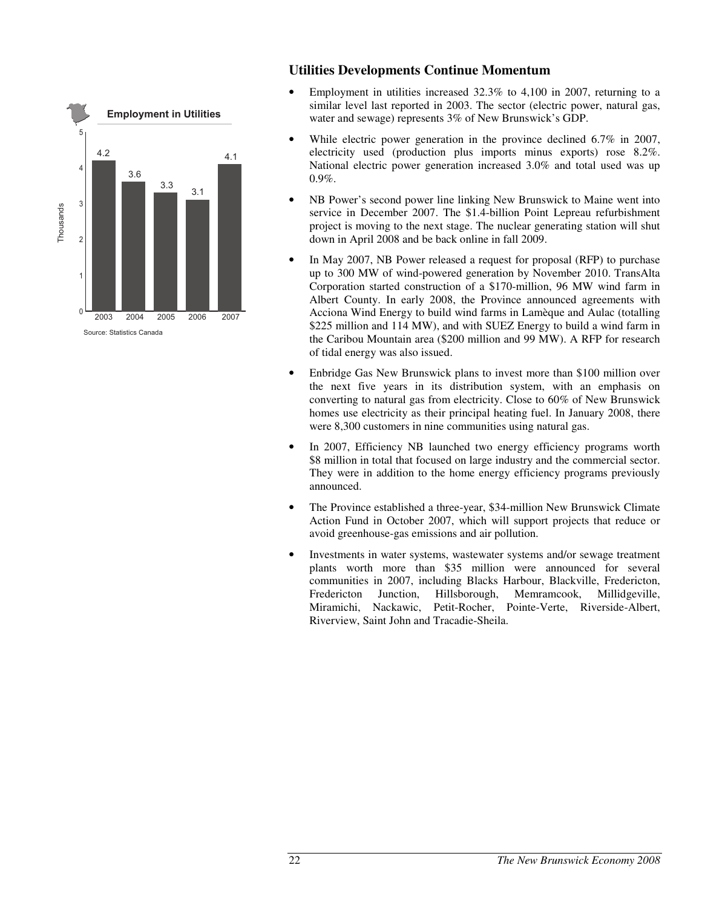Employment in Utilities

Thousands

5
4
3
2
1
0

4.2
3.6
3.3
3.1
4.1

2003 2004 2005 2006 2007

Source: Statistics Canada

## Utilities Developments Continue Momentum

- Employment in utilities increased 32.3% to 4,100 in 2007, returning to a similar level last reported in 2003. The sector (electric power, natural gas, water and sewage) represents 3% of New Brunswick's GDP.
- While electric power generation in the province declined 6.7% in 2007, electricity used (production plus imports minus exports) rose 8.2%. National electric power generation increased 3.0% and total used was up 0.9%.
- NB Power's second power line linking New Brunswick to Maine went into service in December 2007. The $1.4-billion Point Lepreau refurbishment project is moving to the next stage. The nuclear generating station will shut down in April 2008 and be back online in fall 2009.
- In May 2007, NB Power released a request for proposal (RFP) to purchase up to 300 MW of wind-powered generation by November 2010. TransAlta Corporation started construction of a $170-million, 96 MW wind farm in Albert County. In early 2008, the Province announced agreements with Acciona Wind Energy to build wind farms in Lamèque and Aulac (totalling $225 million and 114 MW), and with SUEZ Energy to build a wind farm in the Caribou Mountain area ($200 million and 99 MW). A RFP for research of tidal energy was also issued.
- Enbridge Gas New Brunswick plans to invest more than $100 million over the next five years in its distribution system, with an emphasis on converting to natural gas from electricity. Close to 60% of New Brunswick homes use electricity as their principal heating fuel. In January 2008, there were 8,300 customers in nine communities using natural gas.
- In 2007, Efficiency NB launched two energy efficiency programs worth $8 million in total that focused on large industry and the commercial sector. They were in addition to the home energy efficiency programs previously announced.
- The Province established a three-year, $34-million New Brunswick Climate Action Fund in October 2007, which will support projects that reduce or avoid greenhouse-gas emissions and air pollution.
- Investments in water systems, wastewater systems and/or sewage treatment plants worth more than $35 million were announced for several communities in 2007, including Blacks Harbour, Blackville, Fredericton, Fredericton Junction, Hillsborough, Memramcook, Millidgeville, Miramichi, Nackawic, Petit-Rocher, Pointe-Verte, Riverside-Albert, Riverview, Saint John and Tracadie-Sheila.